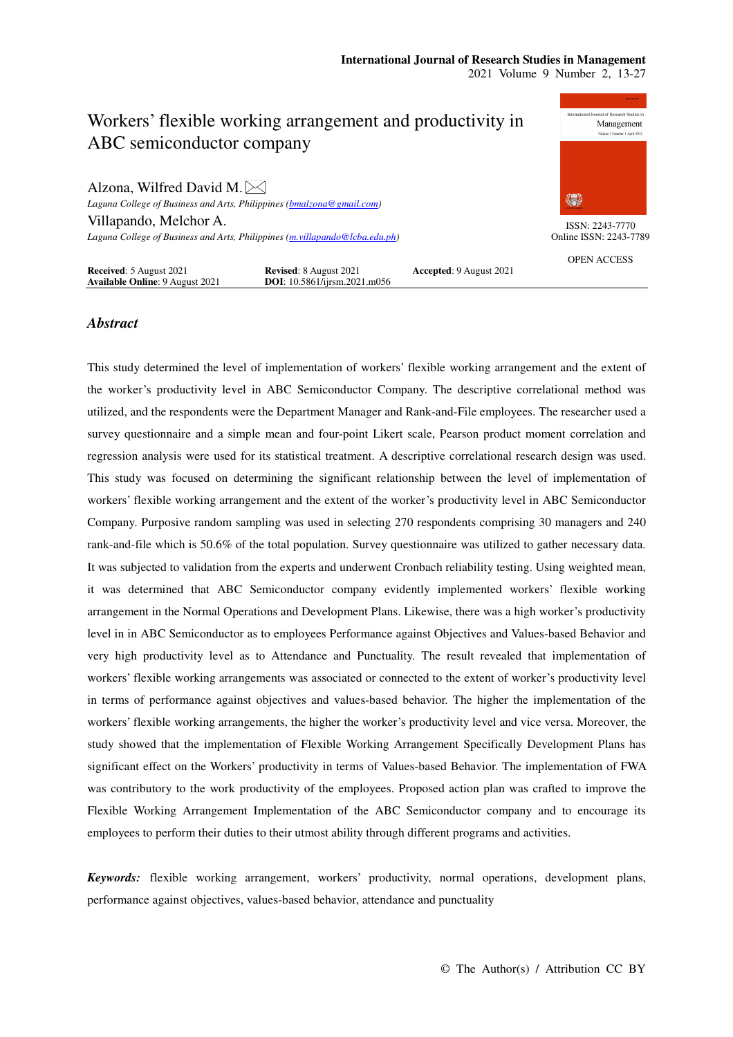# Workers' flexible working arrangement and productivity in ABC semiconductor company

Alzona, Wilfred David M.
*Laguna College of Business and Arts, Philippines (bmalzona@gmail.com)*

Villapando, Melchor A.
*Laguna College of Business and Arts, Philippines (m.villapando@lcba.edu.ph)*

ISSN: 2243-7770
Online ISSN: 2243-7789

OPEN ACCESS

**Received**: 5 August 2021 **Revised**: 8 August 2021 **Accepted**: 9 August 2021
**Available Online**: 9 August 2021 **DOI**: 10.5861/ijrsm.2021.m056

## *Abstract*

This study determined the level of implementation of workers' flexible working arrangement and the extent of the worker's productivity level in ABC Semiconductor Company. The descriptive correlational method was utilized, and the respondents were the Department Manager and Rank-and-File employees. The researcher used a survey questionnaire and a simple mean and four-point Likert scale, Pearson product moment correlation and regression analysis were used for its statistical treatment. A descriptive correlational research design was used. This study was focused on determining the significant relationship between the level of implementation of workers' flexible working arrangement and the extent of the worker's productivity level in ABC Semiconductor Company. Purposive random sampling was used in selecting 270 respondents comprising 30 managers and 240 rank-and-file which is 50.6% of the total population. Survey questionnaire was utilized to gather necessary data. It was subjected to validation from the experts and underwent Cronbach reliability testing. Using weighted mean, it was determined that ABC Semiconductor company evidently implemented workers' flexible working arrangement in the Normal Operations and Development Plans. Likewise, there was a high worker's productivity level in in ABC Semiconductor as to employees Performance against Objectives and Values-based Behavior and very high productivity level as to Attendance and Punctuality. The result revealed that implementation of workers' flexible working arrangements was associated or connected to the extent of worker's productivity level in terms of performance against objectives and values-based behavior. The higher the implementation of the workers' flexible working arrangements, the higher the worker's productivity level and vice versa. Moreover, the study showed that the implementation of Flexible Working Arrangement Specifically Development Plans has significant effect on the Workers' productivity in terms of Values-based Behavior. The implementation of FWA was contributory to the work productivity of the employees. Proposed action plan was crafted to improve the Flexible Working Arrangement Implementation of the ABC Semiconductor company and to encourage its employees to perform their duties to their utmost ability through different programs and activities.

***Keywords:*** flexible working arrangement, workers' productivity, normal operations, development plans, performance against objectives, values-based behavior, attendance and punctuality

© The Author(s) / Attribution CC BY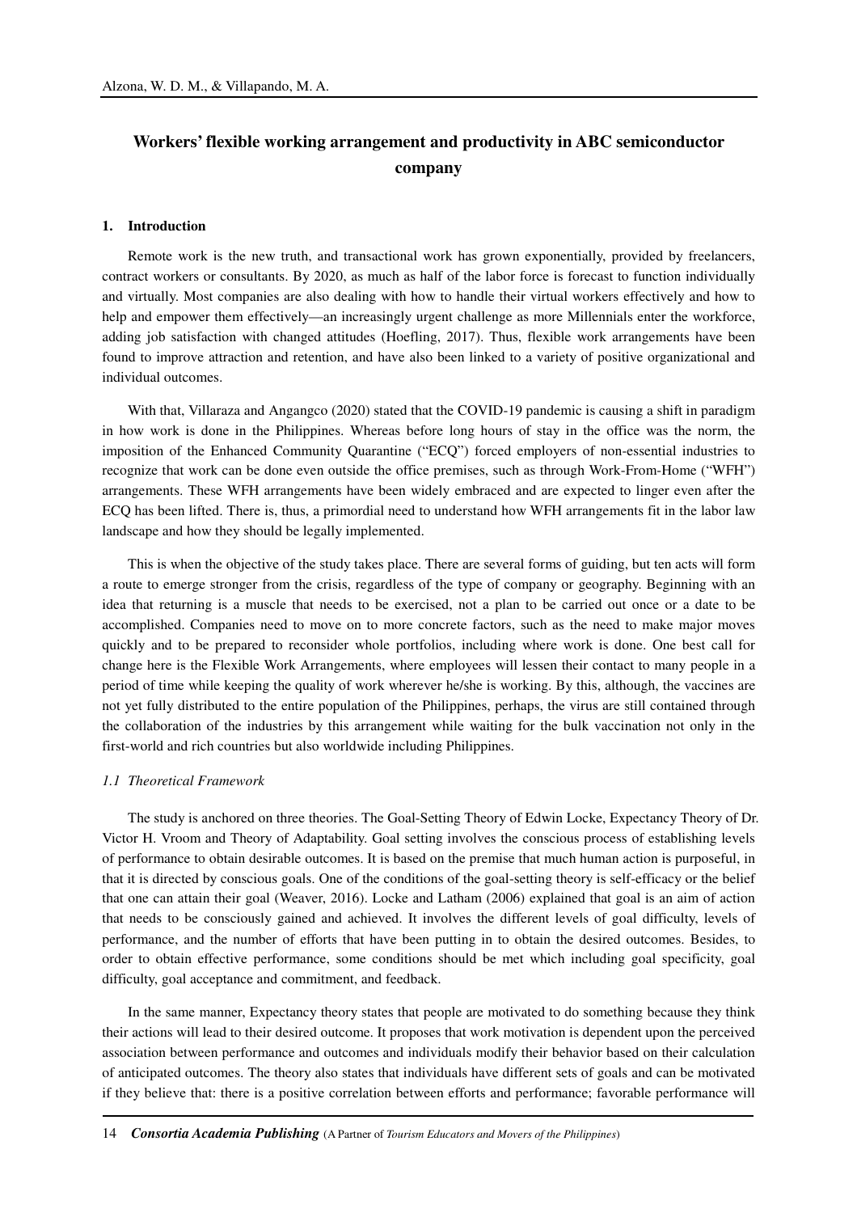## Workers' flexible working arrangement and productivity in ABC semiconductor company

### 1. Introduction

Remote work is the new truth, and transactional work has grown exponentially, provided by freelancers, contract workers or consultants. By 2020, as much as half of the labor force is forecast to function individually and virtually. Most companies are also dealing with how to handle their virtual workers effectively and how to help and empower them effectively—an increasingly urgent challenge as more Millennials enter the workforce, adding job satisfaction with changed attitudes (Hoefling, 2017). Thus, flexible work arrangements have been found to improve attraction and retention, and have also been linked to a variety of positive organizational and individual outcomes.

With that, Villaraza and Angangco (2020) stated that the COVID-19 pandemic is causing a shift in paradigm in how work is done in the Philippines. Whereas before long hours of stay in the office was the norm, the imposition of the Enhanced Community Quarantine ("ECQ") forced employers of non-essential industries to recognize that work can be done even outside the office premises, such as through Work-From-Home ("WFH") arrangements. These WFH arrangements have been widely embraced and are expected to linger even after the ECQ has been lifted. There is, thus, a primordial need to understand how WFH arrangements fit in the labor law landscape and how they should be legally implemented.

This is when the objective of the study takes place. There are several forms of guiding, but ten acts will form a route to emerge stronger from the crisis, regardless of the type of company or geography. Beginning with an idea that returning is a muscle that needs to be exercised, not a plan to be carried out once or a date to be accomplished. Companies need to move on to more concrete factors, such as the need to make major moves quickly and to be prepared to reconsider whole portfolios, including where work is done. One best call for change here is the Flexible Work Arrangements, where employees will lessen their contact to many people in a period of time while keeping the quality of work wherever he/she is working. By this, although, the vaccines are not yet fully distributed to the entire population of the Philippines, perhaps, the virus are still contained through the collaboration of the industries by this arrangement while waiting for the bulk vaccination not only in the first-world and rich countries but also worldwide including Philippines.

#### *1.1 Theoretical Framework*

The study is anchored on three theories. The Goal-Setting Theory of Edwin Locke, Expectancy Theory of Dr. Victor H. Vroom and Theory of Adaptability. Goal setting involves the conscious process of establishing levels of performance to obtain desirable outcomes. It is based on the premise that much human action is purposeful, in that it is directed by conscious goals. One of the conditions of the goal-setting theory is self-efficacy or the belief that one can attain their goal (Weaver, 2016). Locke and Latham (2006) explained that goal is an aim of action that needs to be consciously gained and achieved. It involves the different levels of goal difficulty, levels of performance, and the number of efforts that have been putting in to obtain the desired outcomes. Besides, to order to obtain effective performance, some conditions should be met which including goal specificity, goal difficulty, goal acceptance and commitment, and feedback.

In the same manner, Expectancy theory states that people are motivated to do something because they think their actions will lead to their desired outcome. It proposes that work motivation is dependent upon the perceived association between performance and outcomes and individuals modify their behavior based on their calculation of anticipated outcomes. The theory also states that individuals have different sets of goals and can be motivated if they believe that: there is a positive correlation between efforts and performance; favorable performance will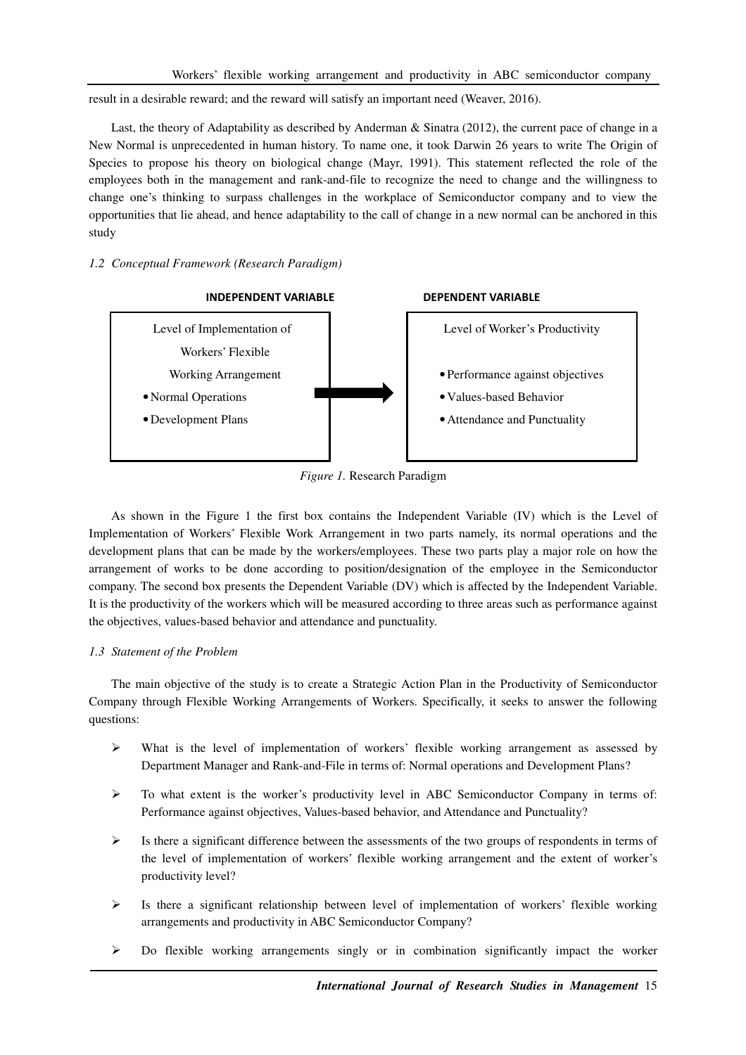result in a desirable reward; and the reward will satisfy an important need (Weaver, 2016).

Last, the theory of Adaptability as described by Anderman & Sinatra (2012), the current pace of change in a New Normal is unprecedented in human history. To name one, it took Darwin 26 years to write The Origin of Species to propose his theory on biological change (Mayr, 1991). This statement reflected the role of the employees both in the management and rank-and-file to recognize the need to change and the willingness to change one's thinking to surpass challenges in the workplace of Semiconductor company and to view the opportunities that lie ahead, and hence adaptability to the call of change in a new normal can be anchored in this study

### *1.2 Conceptual Framework (Research Paradigm)*

| INDEPENDENT VARIABLE | | DEPENDENT VARIABLE |
|---|---|---|
| Level of Implementation of Workers' Flexible Working Arrangement<br>• Normal Operations<br>• Development Plans | → | Level of Worker's Productivity<br>• Performance against objectives<br>• Values-based Behavior<br>• Attendance and Punctuality |

*Figure 1.* Research Paradigm

As shown in the Figure 1 the first box contains the Independent Variable (IV) which is the Level of Implementation of Workers' Flexible Work Arrangement in two parts namely, its normal operations and the development plans that can be made by the workers/employees. These two parts play a major role on how the arrangement of works to be done according to position/designation of the employee in the Semiconductor company. The second box presents the Dependent Variable (DV) which is affected by the Independent Variable. It is the productivity of the workers which will be measured according to three areas such as performance against the objectives, values-based behavior and attendance and punctuality.

### *1.3 Statement of the Problem*

The main objective of the study is to create a Strategic Action Plan in the Productivity of Semiconductor Company through Flexible Working Arrangements of Workers. Specifically, it seeks to answer the following questions:

- What is the level of implementation of workers' flexible working arrangement as assessed by Department Manager and Rank-and-File in terms of: Normal operations and Development Plans?
- To what extent is the worker's productivity level in ABC Semiconductor Company in terms of: Performance against objectives, Values-based behavior, and Attendance and Punctuality?
- Is there a significant difference between the assessments of the two groups of respondents in terms of the level of implementation of workers' flexible working arrangement and the extent of worker's productivity level?
- Is there a significant relationship between level of implementation of workers' flexible working arrangements and productivity in ABC Semiconductor Company?
- Do flexible working arrangements singly or in combination significantly impact the worker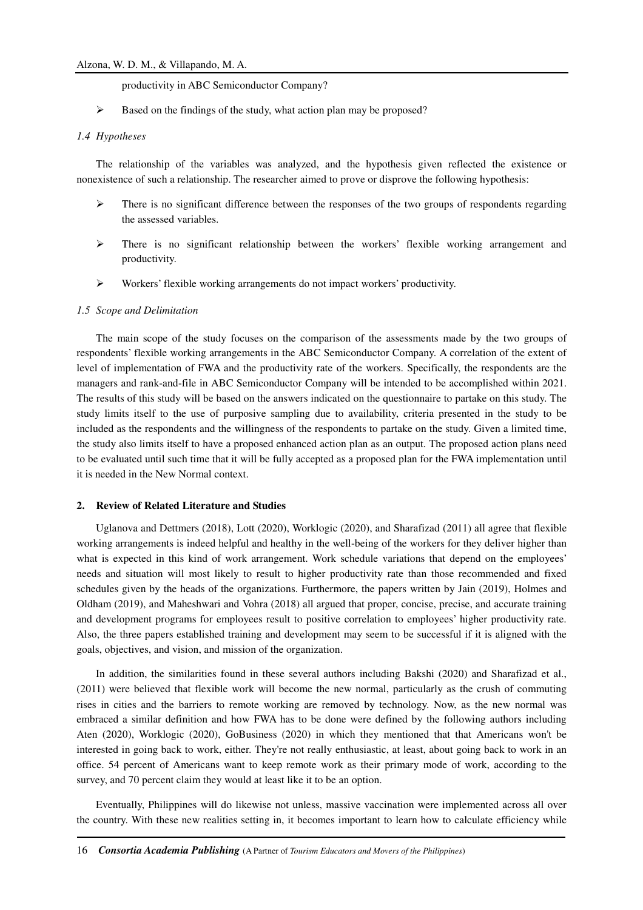productivity in ABC Semiconductor Company?

- Based on the findings of the study, what action plan may be proposed?

### *1.4 Hypotheses*

The relationship of the variables was analyzed, and the hypothesis given reflected the existence or nonexistence of such a relationship. The researcher aimed to prove or disprove the following hypothesis:

- There is no significant difference between the responses of the two groups of respondents regarding the assessed variables.
- There is no significant relationship between the workers' flexible working arrangement and productivity.
- Workers' flexible working arrangements do not impact workers' productivity.

### *1.5 Scope and Delimitation*

The main scope of the study focuses on the comparison of the assessments made by the two groups of respondents' flexible working arrangements in the ABC Semiconductor Company. A correlation of the extent of level of implementation of FWA and the productivity rate of the workers. Specifically, the respondents are the managers and rank-and-file in ABC Semiconductor Company will be intended to be accomplished within 2021. The results of this study will be based on the answers indicated on the questionnaire to partake on this study. The study limits itself to the use of purposive sampling due to availability, criteria presented in the study to be included as the respondents and the willingness of the respondents to partake on the study. Given a limited time, the study also limits itself to have a proposed enhanced action plan as an output. The proposed action plans need to be evaluated until such time that it will be fully accepted as a proposed plan for the FWA implementation until it is needed in the New Normal context.

## 2. Review of Related Literature and Studies

Uglanova and Dettmers (2018), Lott (2020), Worklogic (2020), and Sharafizad (2011) all agree that flexible working arrangements is indeed helpful and healthy in the well-being of the workers for they deliver higher than what is expected in this kind of work arrangement. Work schedule variations that depend on the employees' needs and situation will most likely to result to higher productivity rate than those recommended and fixed schedules given by the heads of the organizations. Furthermore, the papers written by Jain (2019), Holmes and Oldham (2019), and Maheshwari and Vohra (2018) all argued that proper, concise, precise, and accurate training and development programs for employees result to positive correlation to employees' higher productivity rate. Also, the three papers established training and development may seem to be successful if it is aligned with the goals, objectives, and vision, and mission of the organization.

In addition, the similarities found in these several authors including Bakshi (2020) and Sharafizad et al., (2011) were believed that flexible work will become the new normal, particularly as the crush of commuting rises in cities and the barriers to remote working are removed by technology. Now, as the new normal was embraced a similar definition and how FWA has to be done were defined by the following authors including Aten (2020), Worklogic (2020), GoBusiness (2020) in which they mentioned that that Americans won't be interested in going back to work, either. They're not really enthusiastic, at least, about going back to work in an office. 54 percent of Americans want to keep remote work as their primary mode of work, according to the survey, and 70 percent claim they would at least like it to be an option.

Eventually, Philippines will do likewise not unless, massive vaccination were implemented across all over the country. With these new realities setting in, it becomes important to learn how to calculate efficiency while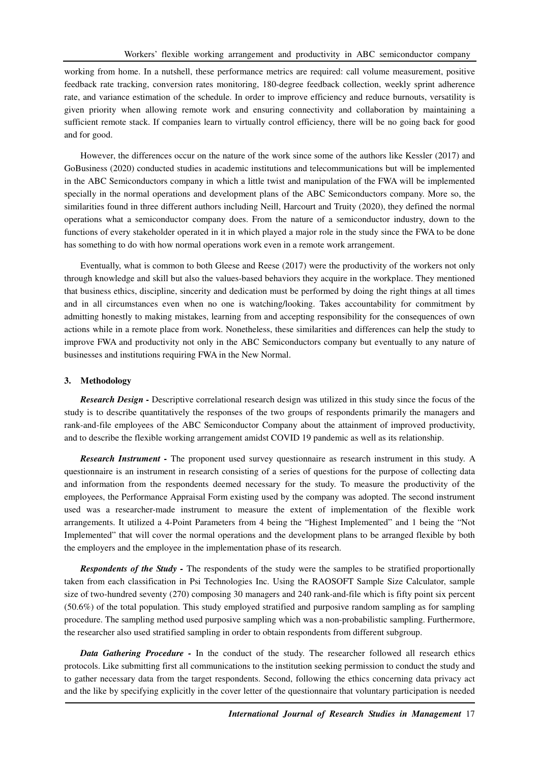working from home. In a nutshell, these performance metrics are required: call volume measurement, positive feedback rate tracking, conversion rates monitoring, 180-degree feedback collection, weekly sprint adherence rate, and variance estimation of the schedule. In order to improve efficiency and reduce burnouts, versatility is given priority when allowing remote work and ensuring connectivity and collaboration by maintaining a sufficient remote stack. If companies learn to virtually control efficiency, there will be no going back for good and for good.

However, the differences occur on the nature of the work since some of the authors like Kessler (2017) and GoBusiness (2020) conducted studies in academic institutions and telecommunications but will be implemented in the ABC Semiconductors company in which a little twist and manipulation of the FWA will be implemented specially in the normal operations and development plans of the ABC Semiconductors company. More so, the similarities found in three different authors including Neill, Harcourt and Truity (2020), they defined the normal operations what a semiconductor company does. From the nature of a semiconductor industry, down to the functions of every stakeholder operated in it in which played a major role in the study since the FWA to be done has something to do with how normal operations work even in a remote work arrangement.

Eventually, what is common to both Gleese and Reese (2017) were the productivity of the workers not only through knowledge and skill but also the values-based behaviors they acquire in the workplace. They mentioned that business ethics, discipline, sincerity and dedication must be performed by doing the right things at all times and in all circumstances even when no one is watching/looking. Takes accountability for commitment by admitting honestly to making mistakes, learning from and accepting responsibility for the consequences of own actions while in a remote place from work. Nonetheless, these similarities and differences can help the study to improve FWA and productivity not only in the ABC Semiconductors company but eventually to any nature of businesses and institutions requiring FWA in the New Normal.

## 3. Methodology

***Research Design -*** Descriptive correlational research design was utilized in this study since the focus of the study is to describe quantitatively the responses of the two groups of respondents primarily the managers and rank-and-file employees of the ABC Semiconductor Company about the attainment of improved productivity, and to describe the flexible working arrangement amidst COVID 19 pandemic as well as its relationship.

***Research Instrument -*** The proponent used survey questionnaire as research instrument in this study. A questionnaire is an instrument in research consisting of a series of questions for the purpose of collecting data and information from the respondents deemed necessary for the study. To measure the productivity of the employees, the Performance Appraisal Form existing used by the company was adopted. The second instrument used was a researcher-made instrument to measure the extent of implementation of the flexible work arrangements. It utilized a 4-Point Parameters from 4 being the "Highest Implemented" and 1 being the "Not Implemented" that will cover the normal operations and the development plans to be arranged flexible by both the employers and the employee in the implementation phase of its research.

***Respondents of the Study -*** The respondents of the study were the samples to be stratified proportionally taken from each classification in Psi Technologies Inc. Using the RAOSOFT Sample Size Calculator, sample size of two-hundred seventy (270) composing 30 managers and 240 rank-and-file which is fifty point six percent (50.6%) of the total population. This study employed stratified and purposive random sampling as for sampling procedure. The sampling method used purposive sampling which was a non-probabilistic sampling. Furthermore, the researcher also used stratified sampling in order to obtain respondents from different subgroup.

***Data Gathering Procedure -*** In the conduct of the study. The researcher followed all research ethics protocols. Like submitting first all communications to the institution seeking permission to conduct the study and to gather necessary data from the target respondents. Second, following the ethics concerning data privacy act and the like by specifying explicitly in the cover letter of the questionnaire that voluntary participation is needed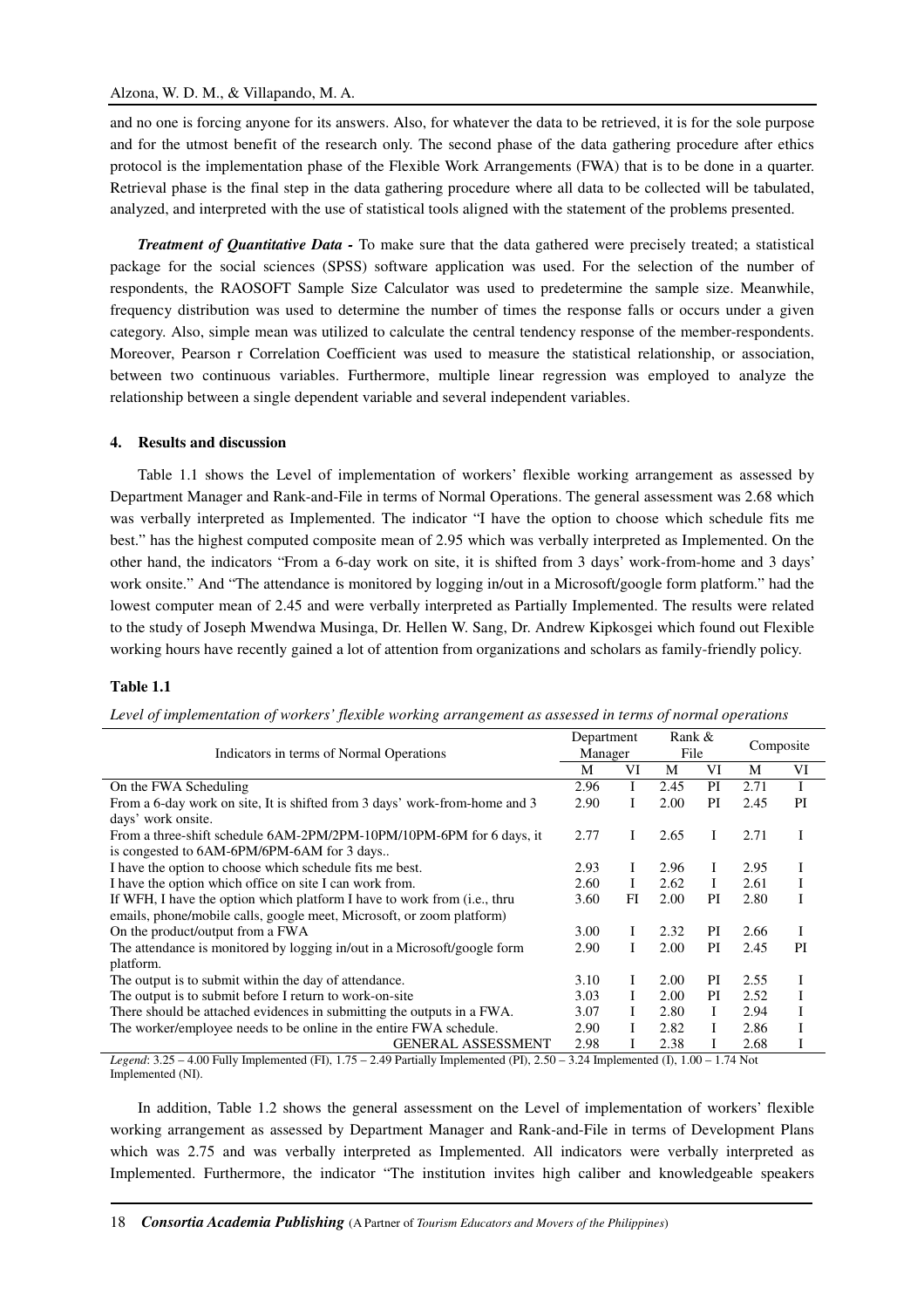and no one is forcing anyone for its answers. Also, for whatever the data to be retrieved, it is for the sole purpose and for the utmost benefit of the research only. The second phase of the data gathering procedure after ethics protocol is the implementation phase of the Flexible Work Arrangements (FWA) that is to be done in a quarter. Retrieval phase is the final step in the data gathering procedure where all data to be collected will be tabulated, analyzed, and interpreted with the use of statistical tools aligned with the statement of the problems presented.

***Treatment of Quantitative Data -*** To make sure that the data gathered were precisely treated; a statistical package for the social sciences (SPSS) software application was used. For the selection of the number of respondents, the RAOSOFT Sample Size Calculator was used to predetermine the sample size. Meanwhile, frequency distribution was used to determine the number of times the response falls or occurs under a given category. Also, simple mean was utilized to calculate the central tendency response of the member-respondents. Moreover, Pearson r Correlation Coefficient was used to measure the statistical relationship, or association, between two continuous variables. Furthermore, multiple linear regression was employed to analyze the relationship between a single dependent variable and several independent variables.

## 4. Results and discussion

Table 1.1 shows the Level of implementation of workers' flexible working arrangement as assessed by Department Manager and Rank-and-File in terms of Normal Operations. The general assessment was 2.68 which was verbally interpreted as Implemented. The indicator "I have the option to choose which schedule fits me best." has the highest computed composite mean of 2.95 which was verbally interpreted as Implemented. On the other hand, the indicators "From a 6-day work on site, it is shifted from 3 days' work-from-home and 3 days' work onsite." And "The attendance is monitored by logging in/out in a Microsoft/google form platform." had the lowest computer mean of 2.45 and were verbally interpreted as Partially Implemented. The results were related to the study of Joseph Mwendwa Musinga, Dr. Hellen W. Sang, Dr. Andrew Kipkosgei which found out Flexible working hours have recently gained a lot of attention from organizations and scholars as family-friendly policy.

**Table 1.1**

*Level of implementation of workers' flexible working arrangement as assessed in terms of normal operations*

| Indicators in terms of Normal Operations | Department Manager | | Rank & File | | Composite | |
|---|---|---|---|---|---|---|
| | M | VI | M | VI | M | VI |
| On the FWA Scheduling | 2.96 | I | 2.45 | PI | 2.71 | I |
| From a 6-day work on site, It is shifted from 3 days' work-from-home and 3 days' work onsite. | 2.90 | I | 2.00 | PI | 2.45 | PI |
| From a three-shift schedule 6AM-2PM/2PM-10PM/10PM-6PM for 6 days, it is congested to 6AM-6PM/6PM-6AM for 3 days.. | 2.77 | I | 2.65 | I | 2.71 | I |
| I have the option to choose which schedule fits me best. | 2.93 | I | 2.96 | I | 2.95 | I |
| I have the option which office on site I can work from. | 2.60 | I | 2.62 | I | 2.61 | I |
| If WFH, I have the option which platform I have to work from (i.e., thru emails, phone/mobile calls, google meet, Microsoft, or zoom platform) | 3.60 | FI | 2.00 | PI | 2.80 | I |
| On the product/output from a FWA | 3.00 | I | 2.32 | PI | 2.66 | I |
| The attendance is monitored by logging in/out in a Microsoft/google form platform. | 2.90 | I | 2.00 | PI | 2.45 | PI |
| The output is to submit within the day of attendance. | 3.10 | I | 2.00 | PI | 2.55 | I |
| The output is to submit before I return to work-on-site | 3.03 | I | 2.00 | PI | 2.52 | I |
| There should be attached evidences in submitting the outputs in a FWA. | 3.07 | I | 2.80 | I | 2.94 | I |
| The worker/employee needs to be online in the entire FWA schedule. | 2.90 | I | 2.82 | I | 2.86 | I |
| GENERAL ASSESSMENT | 2.98 | I | 2.38 | I | 2.68 | I |

*Legend*: 3.25 – 4.00 Fully Implemented (FI), 1.75 – 2.49 Partially Implemented (PI), 2.50 – 3.24 Implemented (I), 1.00 – 1.74 Not Implemented (NI).

In addition, Table 1.2 shows the general assessment on the Level of implementation of workers' flexible working arrangement as assessed by Department Manager and Rank-and-File in terms of Development Plans which was 2.75 and was verbally interpreted as Implemented. All indicators were verbally interpreted as Implemented. Furthermore, the indicator "The institution invites high caliber and knowledgeable speakers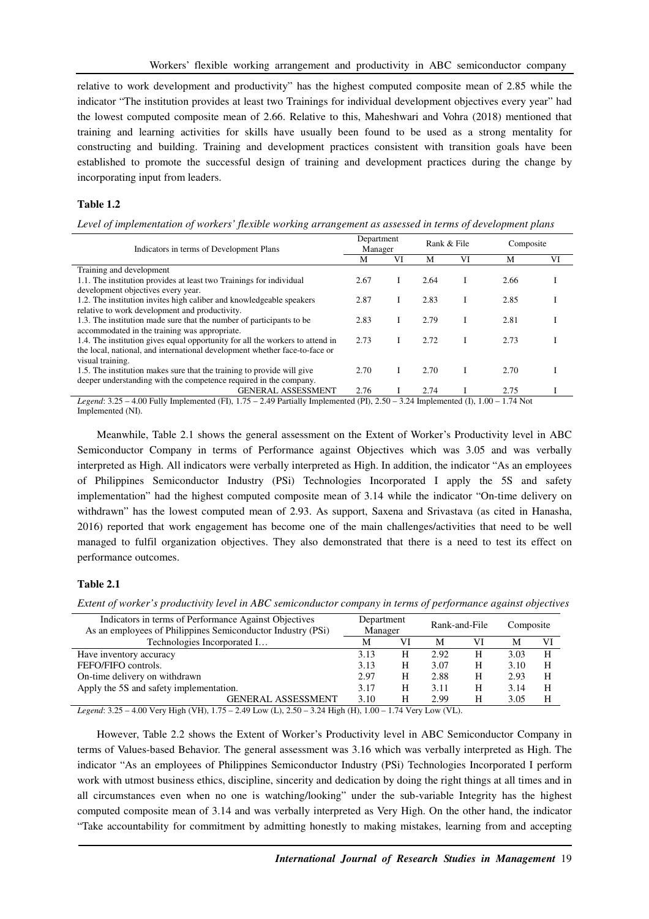relative to work development and productivity" has the highest computed composite mean of 2.85 while the indicator "The institution provides at least two Trainings for individual development objectives every year" had the lowest computed composite mean of 2.66. Relative to this, Maheshwari and Vohra (2018) mentioned that training and learning activities for skills have usually been found to be used as a strong mentality for constructing and building. Training and development practices consistent with transition goals have been established to promote the successful design of training and development practices during the change by incorporating input from leaders.

**Table 1.2**

*Level of implementation of workers' flexible working arrangement as assessed in terms of development plans*

| Indicators in terms of Development Plans | Department Manager | | Rank & File | | Composite | |
|---|---|---|---|---|---|---|
| | M | VI | M | VI | M | VI |
| Training and development | | | | | | |
| 1.1. The institution provides at least two Trainings for individual development objectives every year. | 2.67 | I | 2.64 | I | 2.66 | I |
| 1.2. The institution invites high caliber and knowledgeable speakers relative to work development and productivity. | 2.87 | I | 2.83 | I | 2.85 | I |
| 1.3. The institution made sure that the number of participants to be accommodated in the training was appropriate. | 2.83 | I | 2.79 | I | 2.81 | I |
| 1.4. The institution gives equal opportunity for all the workers to attend in the local, national, and international development whether face-to-face or visual training. | 2.73 | I | 2.72 | I | 2.73 | I |
| 1.5. The institution makes sure that the training to provide will give deeper understanding with the competence required in the company. | 2.70 | I | 2.70 | I | 2.70 | I |
| GENERAL ASSESSMENT | 2.76 | I | 2.74 | I | 2.75 | I |

*Legend*: 3.25 – 4.00 Fully Implemented (FI), 1.75 – 2.49 Partially Implemented (PI), 2.50 – 3.24 Implemented (I), 1.00 – 1.74 Not Implemented (NI).

Meanwhile, Table 2.1 shows the general assessment on the Extent of Worker's Productivity level in ABC Semiconductor Company in terms of Performance against Objectives which was 3.05 and was verbally interpreted as High. All indicators were verbally interpreted as High. In addition, the indicator "As an employees of Philippines Semiconductor Industry (PSi) Technologies Incorporated I apply the 5S and safety implementation" had the highest computed composite mean of 3.14 while the indicator "On-time delivery on withdrawn" has the lowest computed mean of 2.93. As support, Saxena and Srivastava (as cited in Hanasha, 2016) reported that work engagement has become one of the main challenges/activities that need to be well managed to fulfil organization objectives. They also demonstrated that there is a need to test its effect on performance outcomes.

**Table 2.1**

*Extent of worker's productivity level in ABC semiconductor company in terms of performance against objectives*

| Indicators in terms of Performance Against Objectives As an employees of Philippines Semiconductor Industry (PSi) Technologies Incorporated I… | Department Manager | | Rank-and-File | | Composite | |
|---|---|---|---|---|---|---|
| | M | VI | M | VI | M | VI |
| Have inventory accuracy | 3.13 | H | 2.92 | H | 3.03 | H |
| FEFO/FIFO controls. | 3.13 | H | 3.07 | H | 3.10 | H |
| On-time delivery on withdrawn | 2.97 | H | 2.88 | H | 2.93 | H |
| Apply the 5S and safety implementation. | 3.17 | H | 3.11 | H | 3.14 | H |
| GENERAL ASSESSMENT | 3.10 | H | 2.99 | H | 3.05 | H |

*Legend*: 3.25 – 4.00 Very High (VH), 1.75 – 2.49 Low (L), 2.50 – 3.24 High (H), 1.00 – 1.74 Very Low (VL).

However, Table 2.2 shows the Extent of Worker's Productivity level in ABC Semiconductor Company in terms of Values-based Behavior. The general assessment was 3.16 which was verbally interpreted as High. The indicator "As an employees of Philippines Semiconductor Industry (PSi) Technologies Incorporated I perform work with utmost business ethics, discipline, sincerity and dedication by doing the right things at all times and in all circumstances even when no one is watching/looking" under the sub-variable Integrity has the highest computed composite mean of 3.14 and was verbally interpreted as Very High. On the other hand, the indicator "Take accountability for commitment by admitting honestly to making mistakes, learning from and accepting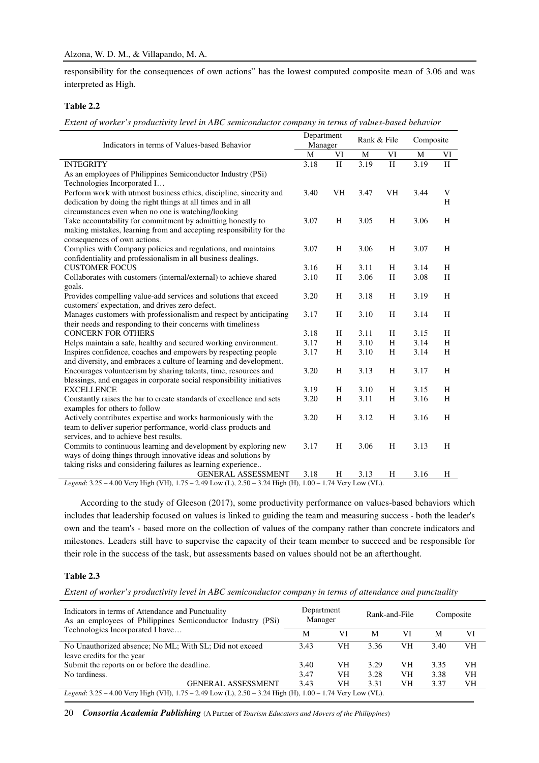responsibility for the consequences of own actions" has the lowest computed composite mean of 3.06 and was interpreted as High.

**Table 2.2**

*Extent of worker's productivity level in ABC semiconductor company in terms of values-based behavior*

| Indicators in terms of Values-based Behavior | Department Manager | | Rank & File | | Composite | |
|---|---|---|---|---|---|---|
| | M | VI | M | VI | M | VI |
| INTEGRITY | 3.18 | H | 3.19 | H | 3.19 | H |
| As an employees of Philippines Semiconductor Industry (PSi) Technologies Incorporated I… | | | | | | |
| Perform work with utmost business ethics, discipline, sincerity and dedication by doing the right things at all times and in all circumstances even when no one is watching/looking | 3.40 | VH | 3.47 | VH | 3.44 | VH |
| Take accountability for commitment by admitting honestly to making mistakes, learning from and accepting responsibility for the consequences of own actions. | 3.07 | H | 3.05 | H | 3.06 | H |
| Complies with Company policies and regulations, and maintains confidentiality and professionalism in all business dealings. | 3.07 | H | 3.06 | H | 3.07 | H |
| CUSTOMER FOCUS | 3.16 | H | 3.11 | H | 3.14 | H |
| Collaborates with customers (internal/external) to achieve shared goals. | 3.10 | H | 3.06 | H | 3.08 | H |
| Provides compelling value-add services and solutions that exceed customers' expectation, and drives zero defect. | 3.20 | H | 3.18 | H | 3.19 | H |
| Manages customers with professionalism and respect by anticipating their needs and responding to their concerns with timeliness | 3.17 | H | 3.10 | H | 3.14 | H |
| CONCERN FOR OTHERS | 3.18 | H | 3.11 | H | 3.15 | H |
| Helps maintain a safe, healthy and secured working environment. | 3.17 | H | 3.10 | H | 3.14 | H |
| Inspires confidence, coaches and empowers by respecting people and diversity, and embraces a culture of learning and development. | 3.17 | H | 3.10 | H | 3.14 | H |
| Encourages volunteerism by sharing talents, time, resources and blessings, and engages in corporate social responsibility initiatives | 3.20 | H | 3.13 | H | 3.17 | H |
| EXCELLENCE | 3.19 | H | 3.10 | H | 3.15 | H |
| Constantly raises the bar to create standards of excellence and sets examples for others to follow | 3.20 | H | 3.11 | H | 3.16 | H |
| Actively contributes expertise and works harmoniously with the team to deliver superior performance, world-class products and services, and to achieve best results. | 3.20 | H | 3.12 | H | 3.16 | H |
| Commits to continuous learning and development by exploring new ways of doing things through innovative ideas and solutions by taking risks and considering failures as learning experience.. | 3.17 | H | 3.06 | H | 3.13 | H |
| GENERAL ASSESSMENT | 3.18 | H | 3.13 | H | 3.16 | H |

*Legend*: 3.25 – 4.00 Very High (VH), 1.75 – 2.49 Low (L), 2.50 – 3.24 High (H), 1.00 – 1.74 Very Low (VL).

According to the study of Gleeson (2017), some productivity performance on values-based behaviors which includes that leadership focused on values is linked to guiding the team and measuring success - both the leader's own and the team's - based more on the collection of values of the company rather than concrete indicators and milestones. Leaders still have to supervise the capacity of their team member to succeed and be responsible for their role in the success of the task, but assessments based on values should not be an afterthought.

**Table 2.3**

*Extent of worker's productivity level in ABC semiconductor company in terms of attendance and punctuality*

| Indicators in terms of Attendance and Punctuality As an employees of Philippines Semiconductor Industry (PSi) Technologies Incorporated I have… | Department Manager | | Rank-and-File | | Composite | |
|---|---|---|---|---|---|---|
| | M | VI | M | VI | M | VI |
| No Unauthorized absence; No ML; With SL; Did not exceed leave credits for the year | 3.43 | VH | 3.36 | VH | 3.40 | VH |
| Submit the reports on or before the deadline. | 3.40 | VH | 3.29 | VH | 3.35 | VH |
| No tardiness. | 3.47 | VH | 3.28 | VH | 3.38 | VH |
| GENERAL ASSESSMENT | 3.43 | VH | 3.31 | VH | 3.37 | VH |

*Legend*: 3.25 – 4.00 Very High (VH), 1.75 – 2.49 Low (L), 2.50 – 3.24 High (H), 1.00 – 1.74 Very Low (VL).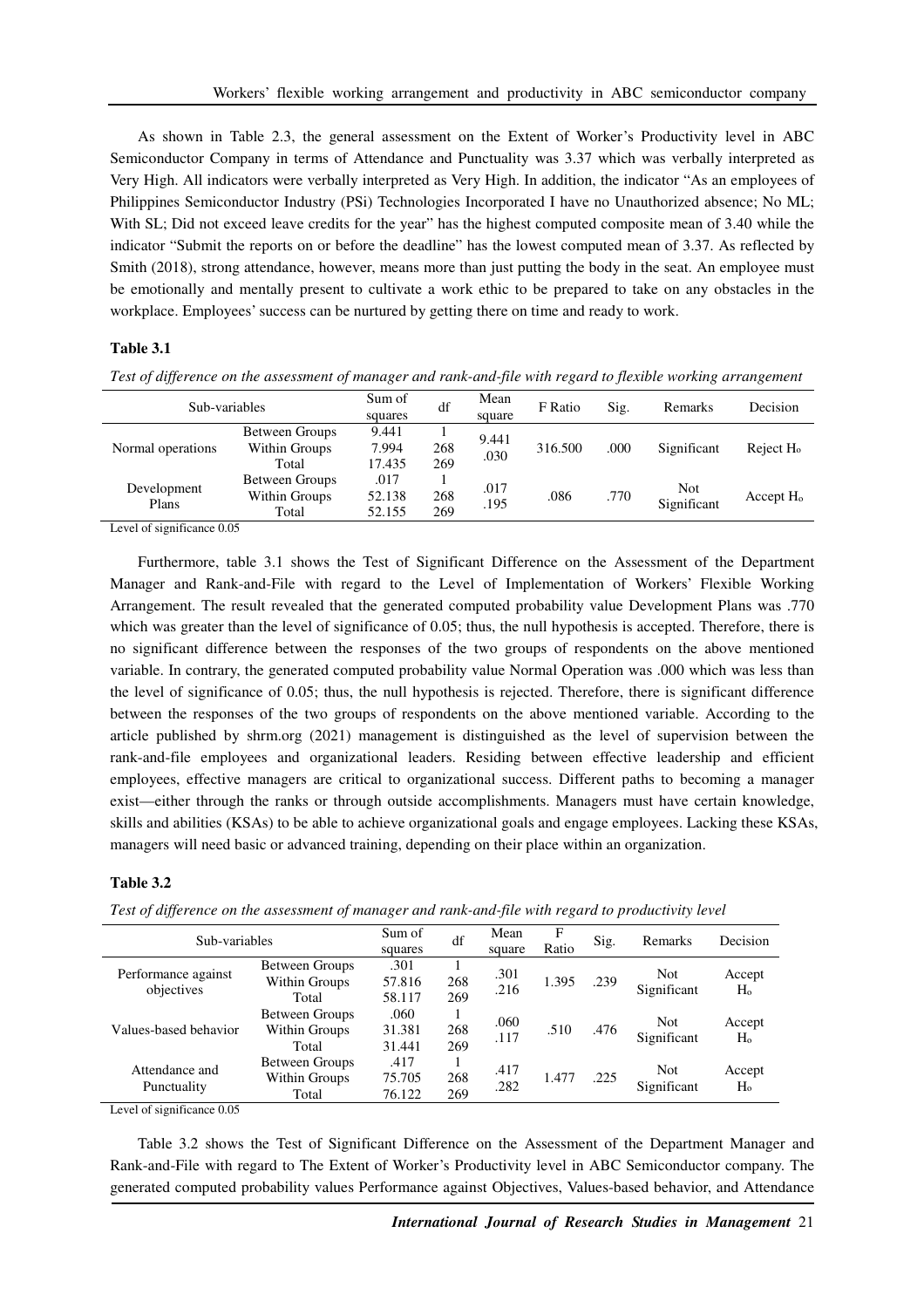As shown in Table 2.3, the general assessment on the Extent of Worker's Productivity level in ABC Semiconductor Company in terms of Attendance and Punctuality was 3.37 which was verbally interpreted as Very High. All indicators were verbally interpreted as Very High. In addition, the indicator "As an employees of Philippines Semiconductor Industry (PSi) Technologies Incorporated I have no Unauthorized absence; No ML; With SL; Did not exceed leave credits for the year" has the highest computed composite mean of 3.40 while the indicator "Submit the reports on or before the deadline" has the lowest computed mean of 3.37. As reflected by Smith (2018), strong attendance, however, means more than just putting the body in the seat. An employee must be emotionally and mentally present to cultivate a work ethic to be prepared to take on any obstacles in the workplace. Employees' success can be nurtured by getting there on time and ready to work.

**Table 3.1**

*Test of difference on the assessment of manager and rank-and-file with regard to flexible working arrangement*

| Sub-variables | | Sum of squares | df | Mean square | F Ratio | Sig. | Remarks | Decision |
|---|---|---|---|---|---|---|---|---|
| Normal operations | Between Groups | 9.441 | 1 | 9.441 | 316.500 | .000 | Significant | Reject $H_o$ |
| | Within Groups | 7.994 | 268 | .030 | | | | |
| | Total | 17.435 | 269 | | | | | |
| Development Plans | Between Groups | .017 | 1 | .017 | .086 | .770 | Not Significant | Accept $H_o$ |
| | Within Groups | 52.138 | 268 | .195 | | | | |
| | Total | 52.155 | 269 | | | | | |

Level of significance 0.05

Furthermore, table 3.1 shows the Test of Significant Difference on the Assessment of the Department Manager and Rank-and-File with regard to the Level of Implementation of Workers' Flexible Working Arrangement. The result revealed that the generated computed probability value Development Plans was .770 which was greater than the level of significance of 0.05; thus, the null hypothesis is accepted. Therefore, there is no significant difference between the responses of the two groups of respondents on the above mentioned variable. In contrary, the generated computed probability value Normal Operation was .000 which was less than the level of significance of 0.05; thus, the null hypothesis is rejected. Therefore, there is significant difference between the responses of the two groups of respondents on the above mentioned variable. According to the article published by shrm.org (2021) management is distinguished as the level of supervision between the rank-and-file employees and organizational leaders. Residing between effective leadership and efficient employees, effective managers are critical to organizational success. Different paths to becoming a manager exist—either through the ranks or through outside accomplishments. Managers must have certain knowledge, skills and abilities (KSAs) to be able to achieve organizational goals and engage employees. Lacking these KSAs, managers will need basic or advanced training, depending on their place within an organization.

**Table 3.2**

*Test of difference on the assessment of manager and rank-and-file with regard to productivity level*

| Sub-variables | | Sum of squares | df | Mean square | F Ratio | Sig. | Remarks | Decision |
|---|---|---|---|---|---|---|---|---|
| Performance against objectives | Between Groups | .301 | 1 | .301 | 1.395 | .239 | Not Significant | Accept $H_o$ |
| | Within Groups | 57.816 | 268 | .216 | | | | |
| | Total | 58.117 | 269 | | | | | |
| Values-based behavior | Between Groups | .060 | 1 | .060 | .510 | .476 | Not Significant | Accept $H_o$ |
| | Within Groups | 31.381 | 268 | .117 | | | | |
| | Total | 31.441 | 269 | | | | | |
| Attendance and Punctuality | Between Groups | .417 | 1 | .417 | 1.477 | .225 | Not Significant | Accept $H_o$ |
| | Within Groups | 75.705 | 268 | .282 | | | | |
| | Total | 76.122 | 269 | | | | | |

Level of significance 0.05

Table 3.2 shows the Test of Significant Difference on the Assessment of the Department Manager and Rank-and-File with regard to The Extent of Worker's Productivity level in ABC Semiconductor company. The generated computed probability values Performance against Objectives, Values-based behavior, and Attendance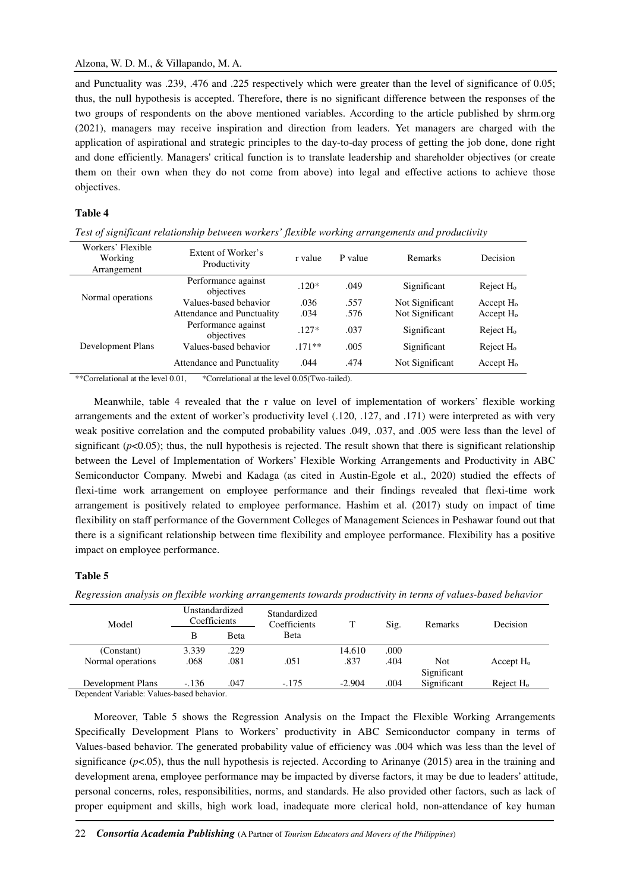and Punctuality was .239, .476 and .225 respectively which were greater than the level of significance of 0.05; thus, the null hypothesis is accepted. Therefore, there is no significant difference between the responses of the two groups of respondents on the above mentioned variables. According to the article published by shrm.org (2021), managers may receive inspiration and direction from leaders. Yet managers are charged with the application of aspirational and strategic principles to the day-to-day process of getting the job done, done right and done efficiently. Managers' critical function is to translate leadership and shareholder objectives (or create them on their own when they do not come from above) into legal and effective actions to achieve those objectives.

**Table 4**

*Test of significant relationship between workers' flexible working arrangements and productivity*

| Workers' Flexible Working Arrangement | Extent of Worker's Productivity | r value | P value | Remarks | Decision |
|---|---|---|---|---|---|
| Normal operations | Performance against objectives | .120* | .049 | Significant | Reject $H_o$ |
| | Values-based behavior | .036 | .557 | Not Significant | Accept $H_o$ |
| | Attendance and Punctuality | .034 | .576 | Not Significant | Accept $H_o$ |
| Development Plans | Performance against objectives | .127* | .037 | Significant | Reject $H_o$ |
| | Values-based behavior | .171** | .005 | Significant | Reject $H_o$ |
| | Attendance and Punctuality | .044 | .474 | Not Significant | Accept $H_o$ |

**Correlational at the level 0.01,  *Correlational at the level 0.05(Two-tailed).

Meanwhile, table 4 revealed that the r value on level of implementation of workers' flexible working arrangements and the extent of worker's productivity level (.120, .127, and .171) were interpreted as with very weak positive correlation and the computed probability values .049, .037, and .005 were less than the level of significant ($p$<0.05); thus, the null hypothesis is rejected. The result shown that there is significant relationship between the Level of Implementation of Workers' Flexible Working Arrangements and Productivity in ABC Semiconductor Company. Mwebi and Kadaga (as cited in Austin-Egole et al., 2020) studied the effects of flexi-time work arrangement on employee performance and their findings revealed that flexi-time work arrangement is positively related to employee performance. Hashim et al. (2017) study on impact of time flexibility on staff performance of the Government Colleges of Management Sciences in Peshawar found out that there is a significant relationship between time flexibility and employee performance. Flexibility has a positive impact on employee performance.

**Table 5**

*Regression analysis on flexible working arrangements towards productivity in terms of values-based behavior*

| Model | Unstandardized Coefficients | | Standardized Coefficients | T | Sig. | Remarks | Decision |
|---|---|---|---|---|---|---|---|
| | B | Beta | Beta | | | | |
| (Constant) | 3.339 | .229 | | 14.610 | .000 | | |
| Normal operations | .068 | .081 | .051 | .837 | .404 | Not Significant | Accept $H_o$ |
| Development Plans | -.136 | .047 | -.175 | -2.904 | .004 | Significant | Reject $H_o$ |

Dependent Variable: Values-based behavior.

Moreover, Table 5 shows the Regression Analysis on the Impact the Flexible Working Arrangements Specifically Development Plans to Workers' productivity in ABC Semiconductor company in terms of Values-based behavior. The generated probability value of efficiency was .004 which was less than the level of significance ($p$<.05), thus the null hypothesis is rejected. According to Arinanye (2015) area in the training and development arena, employee performance may be impacted by diverse factors, it may be due to leaders' attitude, personal concerns, roles, responsibilities, norms, and standards. He also provided other factors, such as lack of proper equipment and skills, high work load, inadequate more clerical hold, non-attendance of key human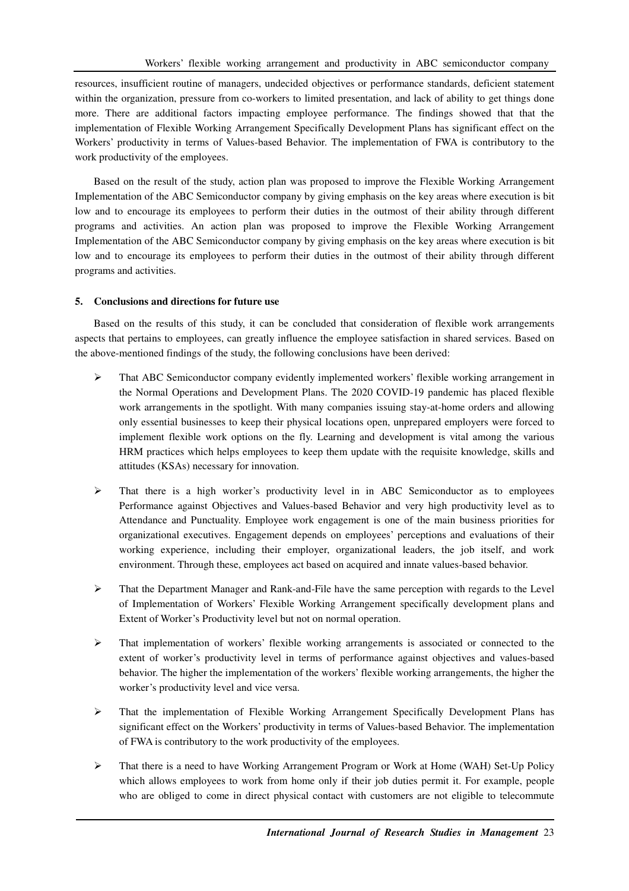resources, insufficient routine of managers, undecided objectives or performance standards, deficient statement within the organization, pressure from co-workers to limited presentation, and lack of ability to get things done more. There are additional factors impacting employee performance. The findings showed that that the implementation of Flexible Working Arrangement Specifically Development Plans has significant effect on the Workers' productivity in terms of Values-based Behavior. The implementation of FWA is contributory to the work productivity of the employees.

Based on the result of the study, action plan was proposed to improve the Flexible Working Arrangement Implementation of the ABC Semiconductor company by giving emphasis on the key areas where execution is bit low and to encourage its employees to perform their duties in the outmost of their ability through different programs and activities. An action plan was proposed to improve the Flexible Working Arrangement Implementation of the ABC Semiconductor company by giving emphasis on the key areas where execution is bit low and to encourage its employees to perform their duties in the outmost of their ability through different programs and activities.

## 5. Conclusions and directions for future use

Based on the results of this study, it can be concluded that consideration of flexible work arrangements aspects that pertains to employees, can greatly influence the employee satisfaction in shared services. Based on the above-mentioned findings of the study, the following conclusions have been derived:

- That ABC Semiconductor company evidently implemented workers' flexible working arrangement in the Normal Operations and Development Plans. The 2020 COVID-19 pandemic has placed flexible work arrangements in the spotlight. With many companies issuing stay-at-home orders and allowing only essential businesses to keep their physical locations open, unprepared employers were forced to implement flexible work options on the fly. Learning and development is vital among the various HRM practices which helps employees to keep them update with the requisite knowledge, skills and attitudes (KSAs) necessary for innovation.
- That there is a high worker's productivity level in in ABC Semiconductor as to employees Performance against Objectives and Values-based Behavior and very high productivity level as to Attendance and Punctuality. Employee work engagement is one of the main business priorities for organizational executives. Engagement depends on employees' perceptions and evaluations of their working experience, including their employer, organizational leaders, the job itself, and work environment. Through these, employees act based on acquired and innate values-based behavior.
- That the Department Manager and Rank-and-File have the same perception with regards to the Level of Implementation of Workers' Flexible Working Arrangement specifically development plans and Extent of Worker's Productivity level but not on normal operation.
- That implementation of workers' flexible working arrangements is associated or connected to the extent of worker's productivity level in terms of performance against objectives and values-based behavior. The higher the implementation of the workers' flexible working arrangements, the higher the worker's productivity level and vice versa.
- That the implementation of Flexible Working Arrangement Specifically Development Plans has significant effect on the Workers' productivity in terms of Values-based Behavior. The implementation of FWA is contributory to the work productivity of the employees.
- That there is a need to have Working Arrangement Program or Work at Home (WAH) Set-Up Policy which allows employees to work from home only if their job duties permit it. For example, people who are obliged to come in direct physical contact with customers are not eligible to telecommute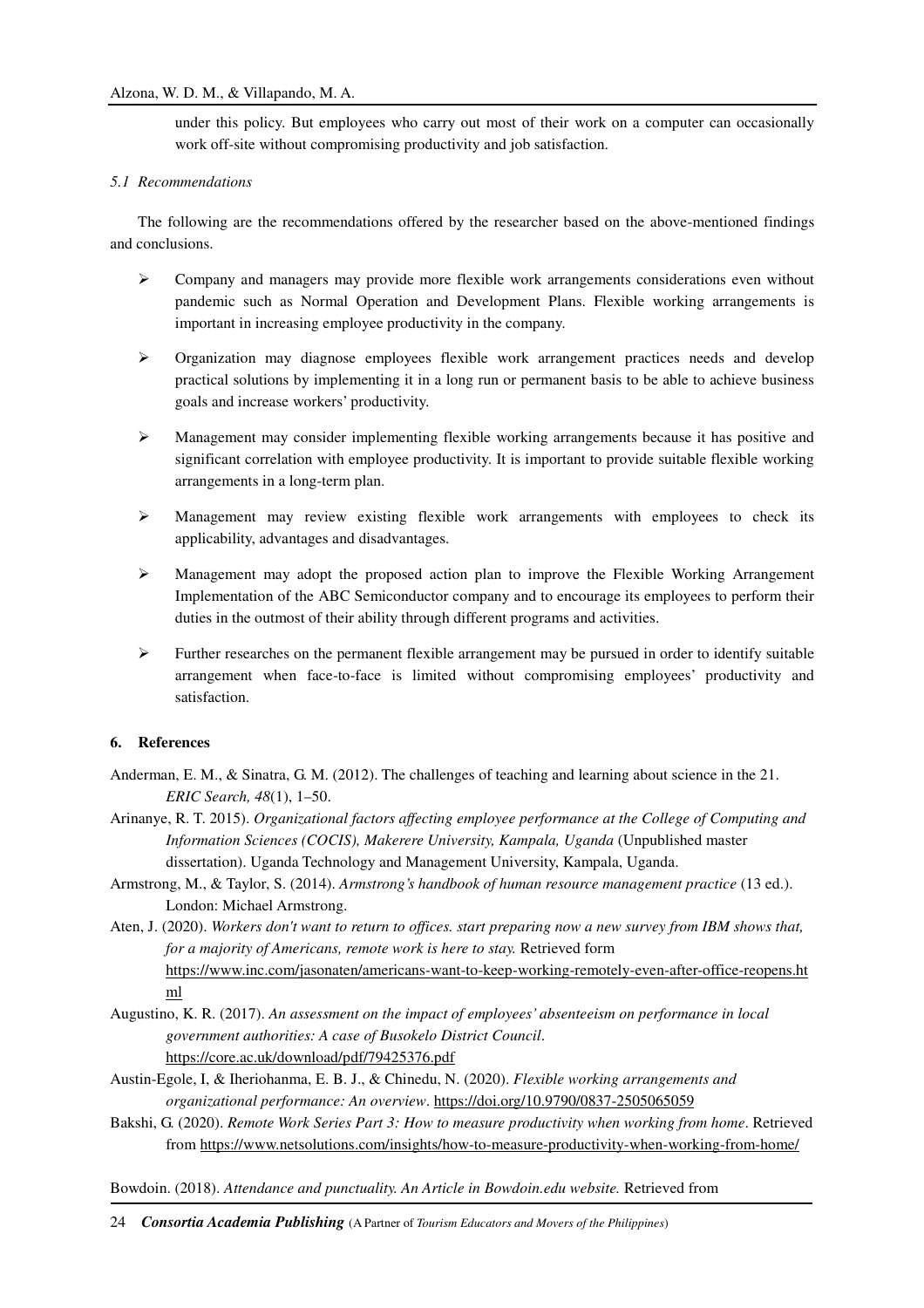under this policy. But employees who carry out most of their work on a computer can occasionally work off-site without compromising productivity and job satisfaction.

### *5.1 Recommendations*

The following are the recommendations offered by the researcher based on the above-mentioned findings and conclusions.

- Company and managers may provide more flexible work arrangements considerations even without pandemic such as Normal Operation and Development Plans. Flexible working arrangements is important in increasing employee productivity in the company.
- Organization may diagnose employees flexible work arrangement practices needs and develop practical solutions by implementing it in a long run or permanent basis to be able to achieve business goals and increase workers' productivity.
- Management may consider implementing flexible working arrangements because it has positive and significant correlation with employee productivity. It is important to provide suitable flexible working arrangements in a long-term plan.
- Management may review existing flexible work arrangements with employees to check its applicability, advantages and disadvantages.
- Management may adopt the proposed action plan to improve the Flexible Working Arrangement Implementation of the ABC Semiconductor company and to encourage its employees to perform their duties in the outmost of their ability through different programs and activities.
- Further researches on the permanent flexible arrangement may be pursued in order to identify suitable arrangement when face-to-face is limited without compromising employees' productivity and satisfaction.

## 6. References

Anderman, E. M., & Sinatra, G. M. (2012). The challenges of teaching and learning about science in the 21. *ERIC Search, 48*(1), 1–50.

Arinanye, R. T. 2015). *Organizational factors affecting employee performance at the College of Computing and Information Sciences (COCIS), Makerere University, Kampala, Uganda* (Unpublished master dissertation). Uganda Technology and Management University, Kampala, Uganda.

Armstrong, M., & Taylor, S. (2014). *Armstrong's handbook of human resource management practice* (13 ed.). London: Michael Armstrong.

Aten, J. (2020). *Workers don't want to return to offices. start preparing now a new survey from IBM shows that, for a majority of Americans, remote work is here to stay.* Retrieved form https://www.inc.com/jasonaten/americans-want-to-keep-working-remotely-even-after-office-reopens.html

Augustino, K. R. (2017). *An assessment on the impact of employees' absenteeism on performance in local government authorities: A case of Busokelo District Council*. https://core.ac.uk/download/pdf/79425376.pdf

Austin-Egole, I, & Iheriohanma, E. B. J., & Chinedu, N. (2020). *Flexible working arrangements and organizational performance: An overview*. https://doi.org/10.9790/0837-2505065059

Bakshi, G. (2020). *Remote Work Series Part 3: How to measure productivity when working from home*. Retrieved from https://www.netsolutions.com/insights/how-to-measure-productivity-when-working-from-home/

Bowdoin. (2018). *Attendance and punctuality. An Article in Bowdoin.edu website.* Retrieved from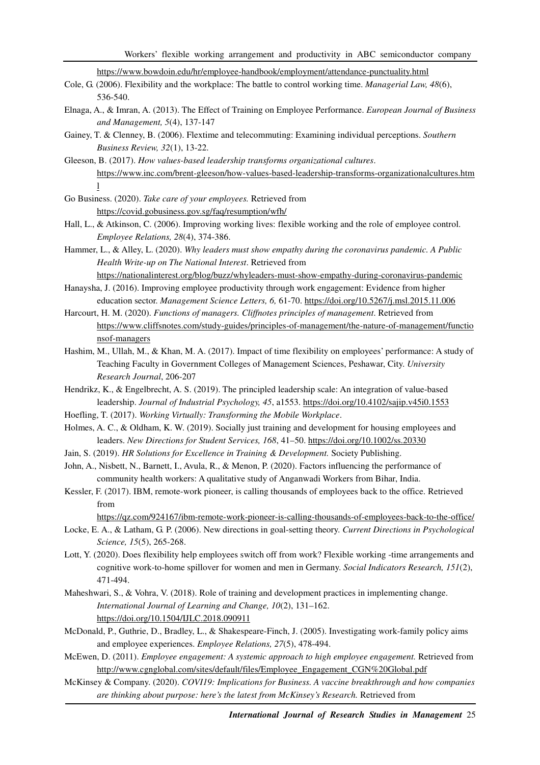https://www.bowdoin.edu/hr/employee-handbook/employment/attendance-punctuality.html

Cole, G. (2006). Flexibility and the workplace: The battle to control working time. *Managerial Law, 48*(6), 536-540.

Elnaga, A., & Imran, A. (2013). The Effect of Training on Employee Performance. *European Journal of Business and Management, 5*(4), 137-147

Gainey, T. & Clenney, B. (2006). Flextime and telecommuting: Examining individual perceptions. *Southern Business Review, 32*(1), 13-22.

Gleeson, B. (2017). *How values-based leadership transforms organizational cultures*. https://www.inc.com/brent-gleeson/how-values-based-leadership-transforms-organizationalcultures.html

Go Business. (2020). *Take care of your employees.* Retrieved from https://covid.gobusiness.gov.sg/faq/resumption/wfh/

Hall, L., & Atkinson, C. (2006). Improving working lives: flexible working and the role of employee control. *Employee Relations, 28*(4), 374-386.

Hammer, L., & Alley, L. (2020). *Why leaders must show empathy during the coronavirus pandemic. A Public Health Write-up on The National Interest*. Retrieved from https://nationalinterest.org/blog/buzz/whyleaders-must-show-empathy-during-coronavirus-pandemic

Hanaysha, J. (2016). Improving employee productivity through work engagement: Evidence from higher education sector. *Management Science Letters, 6,* 61-70. https://doi.org/10.5267/j.msl.2015.11.006

Harcourt, H. M. (2020). *Functions of managers. Cliffnotes principles of management*. Retrieved from https://www.cliffsnotes.com/study-guides/principles-of-management/the-nature-of-management/functionsof-managers

Hashim, M., Ullah, M., & Khan, M. A. (2017). Impact of time flexibility on employees' performance: A study of Teaching Faculty in Government Colleges of Management Sciences, Peshawar, City. *University Research Journal*, 206-207

Hendrikz, K., & Engelbrecht, A. S. (2019). The principled leadership scale: An integration of value-based leadership. *Journal of Industrial Psychology, 45*, a1553. https://doi.org/10.4102/sajip.v45i0.1553

Hoefling, T. (2017). *Working Virtually: Transforming the Mobile Workplace*.

Holmes, A. C., & Oldham, K. W. (2019). Socially just training and development for housing employees and leaders. *New Directions for Student Services, 168*, 41–50. https://doi.org/10.1002/ss.20330

Jain, S. (2019). *HR Solutions for Excellence in Training & Development.* Society Publishing.

John, A., Nisbett, N., Barnett, I., Avula, R., & Menon, P. (2020). Factors influencing the performance of community health workers: A qualitative study of Anganwadi Workers from Bihar, India.

Kessler, F. (2017). IBM, remote-work pioneer, is calling thousands of employees back to the office. Retrieved from https://qz.com/924167/ibm-remote-work-pioneer-is-calling-thousands-of-employees-back-to-the-office/

Locke, E. A., & Latham, G. P. (2006). New directions in goal-setting theory. *Current Directions in Psychological Science, 15*(5), 265-268.

Lott, Y. (2020). Does flexibility help employees switch off from work? Flexible working -time arrangements and cognitive work-to-home spillover for women and men in Germany. *Social Indicators Research, 151*(2), 471-494.

Maheshwari, S., & Vohra, V. (2018). Role of training and development practices in implementing change. *International Journal of Learning and Change, 10*(2), 131–162. https://doi.org/10.1504/IJLC.2018.090911

McDonald, P., Guthrie, D., Bradley, L., & Shakespeare-Finch, J. (2005). Investigating work-family policy aims and employee experiences. *Employee Relations, 27*(5), 478-494.

McEwen, D. (2011). *Employee engagement: A systemic approach to high employee engagement.* Retrieved from http://www.cgnglobal.com/sites/default/files/Employee_Engagement_CGN%20Global.pdf

McKinsey & Company. (2020). *COVI19: Implications for Business. A vaccine breakthrough and how companies are thinking about purpose: here's the latest from McKinsey's Research.* Retrieved from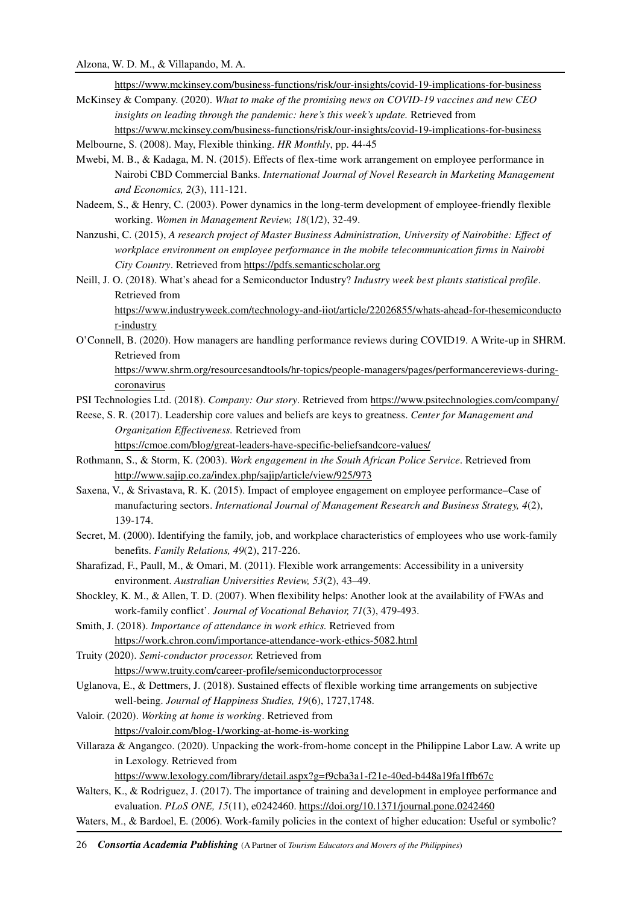https://www.mckinsey.com/business-functions/risk/our-insights/covid-19-implications-for-business

McKinsey & Company. (2020). *What to make of the promising news on COVID-19 vaccines and new CEO insights on leading through the pandemic: here's this week's update.* Retrieved from https://www.mckinsey.com/business-functions/risk/our-insights/covid-19-implications-for-business

Melbourne, S. (2008). May, Flexible thinking. *HR Monthly*, pp. 44-45

Mwebi, M. B., & Kadaga, M. N. (2015). Effects of flex-time work arrangement on employee performance in Nairobi CBD Commercial Banks. *International Journal of Novel Research in Marketing Management and Economics, 2*(3), 111-121.

Nadeem, S., & Henry, C. (2003). Power dynamics in the long-term development of employee-friendly flexible working. *Women in Management Review, 18*(1/2), 32-49.

Nanzushi, C. (2015), *A research project of Master Business Administration, University of Nairobithe: Effect of workplace environment on employee performance in the mobile telecommunication firms in Nairobi City Country*. Retrieved from https://pdfs.semanticscholar.org

Neill, J. O. (2018). What's ahead for a Semiconductor Industry? *Industry week best plants statistical profile*. Retrieved from https://www.industryweek.com/technology-and-iiot/article/22026855/whats-ahead-for-thesemiconductor-industry

O'Connell, B. (2020). How managers are handling performance reviews during COVID19. A Write-up in SHRM. Retrieved from https://www.shrm.org/resourcesandtools/hr-topics/people-managers/pages/performancereviews-during-coronavirus

PSI Technologies Ltd. (2018). *Company: Our story*. Retrieved from https://www.psitechnologies.com/company/

Reese, S. R. (2017). Leadership core values and beliefs are keys to greatness. *Center for Management and Organization Effectiveness.* Retrieved from https://cmoe.com/blog/great-leaders-have-specific-beliefsandcore-values/

Rothmann, S., & Storm, K. (2003). *Work engagement in the South African Police Service*. Retrieved from http://www.sajip.co.za/index.php/sajip/article/view/925/973

Saxena, V., & Srivastava, R. K. (2015). Impact of employee engagement on employee performance–Case of manufacturing sectors. *International Journal of Management Research and Business Strategy, 4*(2), 139-174.

Secret, M. (2000). Identifying the family, job, and workplace characteristics of employees who use work-family benefits. *Family Relations, 49*(2), 217-226.

Sharafizad, F., Paull, M., & Omari, M. (2011). Flexible work arrangements: Accessibility in a university environment. *Australian Universities Review, 53*(2), 43–49.

Shockley, K. M., & Allen, T. D. (2007). When flexibility helps: Another look at the availability of FWAs and work-family conflict'. *Journal of Vocational Behavior, 71*(3), 479-493.

Smith, J. (2018). *Importance of attendance in work ethics.* Retrieved from https://work.chron.com/importance-attendance-work-ethics-5082.html

Truity (2020). *Semi-conductor processor.* Retrieved from https://www.truity.com/career-profile/semiconductorprocessor

Uglanova, E., & Dettmers, J. (2018). Sustained effects of flexible working time arrangements on subjective well-being. *Journal of Happiness Studies, 19*(6), 1727,1748.

Valoir. (2020). *Working at home is working*. Retrieved from https://valoir.com/blog-1/working-at-home-is-working

Villaraza & Angangco. (2020). Unpacking the work-from-home concept in the Philippine Labor Law. A write up in Lexology. Retrieved from https://www.lexology.com/library/detail.aspx?g=f9cba3a1-f21e-40ed-b448a19fa1ffb67c

Walters, K., & Rodriguez, J. (2017). The importance of training and development in employee performance and evaluation. *PLoS ONE, 15*(11), e0242460. https://doi.org/10.1371/journal.pone.0242460

Waters, M., & Bardoel, E. (2006). Work-family policies in the context of higher education: Useful or symbolic?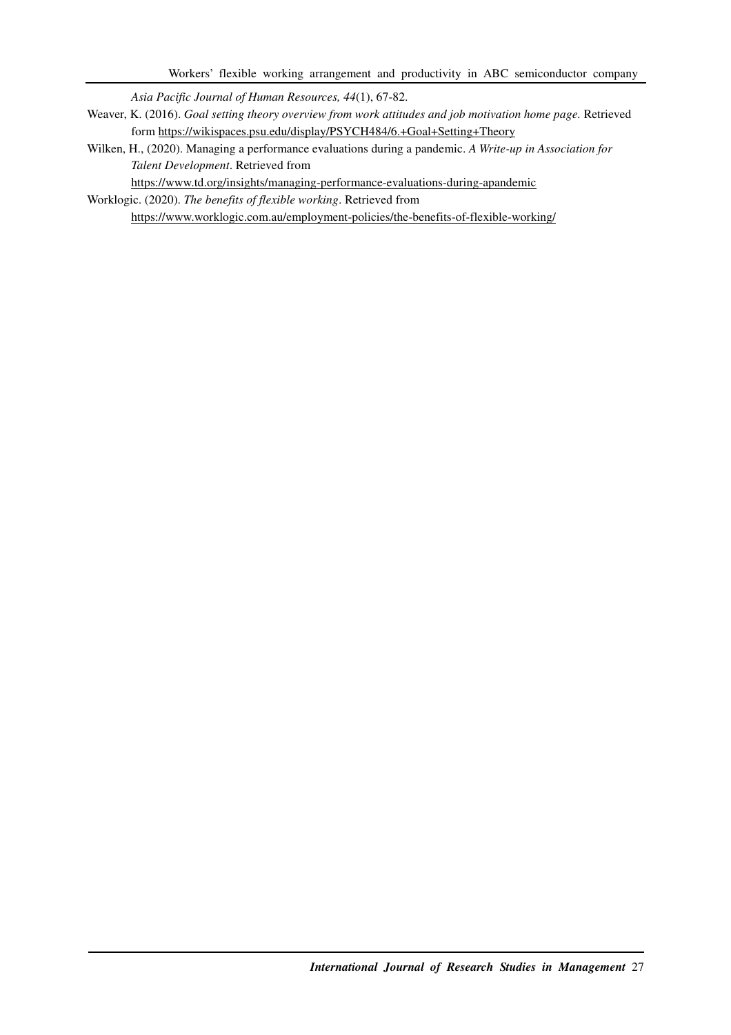*Asia Pacific Journal of Human Resources, 44*(1), 67-82.

Weaver, K. (2016). *Goal setting theory overview from work attitudes and job motivation home page.* Retrieved form https://wikispaces.psu.edu/display/PSYCH484/6.+Goal+Setting+Theory

Wilken, H., (2020). Managing a performance evaluations during a pandemic. *A Write-up in Association for Talent Development*. Retrieved from https://www.td.org/insights/managing-performance-evaluations-during-apandemic

Worklogic. (2020). *The benefits of flexible working*. Retrieved from https://www.worklogic.com.au/employment-policies/the-benefits-of-flexible-working/